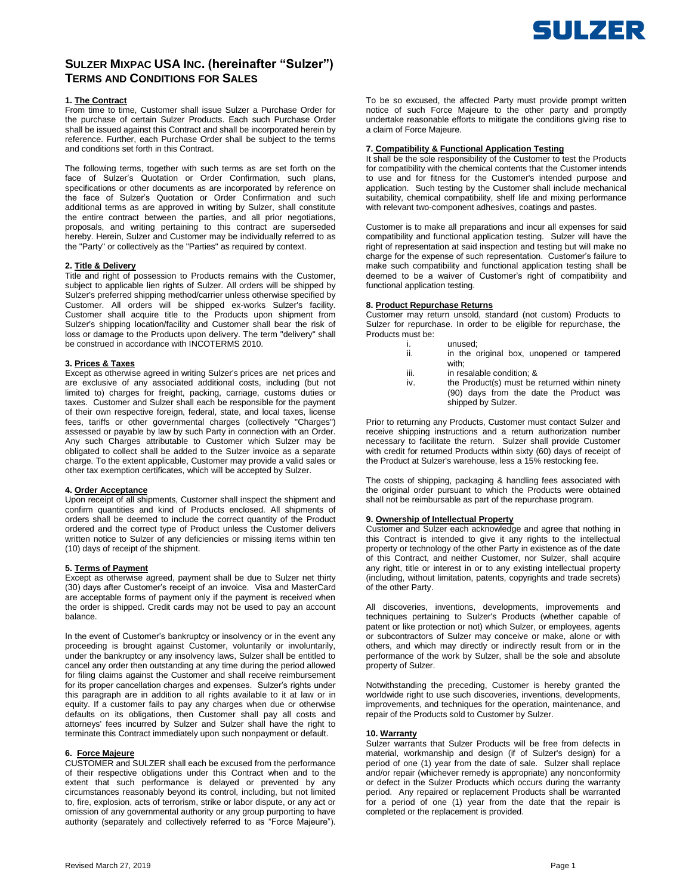# SULZER MIXPAC USA INC. (hereinafter "Sulzer") TERMS AND CONDITIONS FOR SALES

**1. The Contract**

From time to time, Customer shall issue Sulzer a Purchase Order for the purchase of certain Sulzer Products. Each such Purchase Order shall be issued against this Contract and shall be incorporated herein by reference. Further, each Purchase Order shall be subject to the terms and conditions set forth in this Contract.

The following terms, together with such terms as are set forth on the face of Sulzer's Quotation or Order Confirmation, such plans, specifications or other documents as are incorporated by reference on the face of Sulzer's Quotation or Order Confirmation and such additional terms as are approved in writing by Sulzer, shall constitute the entire contract between the parties, and all prior negotiations, proposals, and writing pertaining to this contract are superseded hereby. Herein, Sulzer and Customer may be individually referred to as the "Party" or collectively as the "Parties" as required by context.

**2. Title & Delivery**

Title and right of possession to Products remains with the Customer, subject to applicable lien rights of Sulzer. All orders will be shipped by Sulzer's preferred shipping method/carrier unless otherwise specified by Customer. All orders will be shipped ex-works Sulzer's facility. Customer shall acquire title to the Products upon shipment from Sulzer's shipping location/facility and Customer shall bear the risk of loss or damage to the Products upon delivery. The term "delivery" shall be construed in accordance with INCOTERMS 2010.

**3. Prices & Taxes**

Except as otherwise agreed in writing Sulzer's prices are net prices and are exclusive of any associated additional costs, including (but not limited to) charges for freight, packing, carriage, customs duties or taxes. Customer and Sulzer shall each be responsible for the payment of their own respective foreign, federal, state, and local taxes, license fees, tariffs or other governmental charges (collectively "Charges") assessed or payable by law by such Party in connection with an Order. Any such Charges attributable to Customer which Sulzer may be obligated to collect shall be added to the Sulzer invoice as a separate charge. To the extent applicable, Customer may provide a valid sales or other tax exemption certificates, which will be accepted by Sulzer.

**4. Order Acceptance**

Upon receipt of all shipments, Customer shall inspect the shipment and confirm quantities and kind of Products enclosed. All shipments of orders shall be deemed to include the correct quantity of the Product ordered and the correct type of Product unless the Customer delivers written notice to Sulzer of any deficiencies or missing items within ten (10) days of receipt of the shipment.

**5. Terms of Payment**

Except as otherwise agreed, payment shall be due to Sulzer net thirty (30) days after Customer's receipt of an invoice. Visa and MasterCard are acceptable forms of payment only if the payment is received when the order is shipped. Credit cards may not be used to pay an account balance.

In the event of Customer's bankruptcy or insolvency or in the event any proceeding is brought against Customer, voluntarily or involuntarily, under the bankruptcy or any insolvency laws, Sulzer shall be entitled to cancel any order then outstanding at any time during the period allowed for filing claims against the Customer and shall receive reimbursement for its proper cancellation charges and expenses. Sulzer's rights under this paragraph are in addition to all rights available to it at law or in equity. If a customer fails to pay any charges when due or otherwise defaults on its obligations, then Customer shall pay all costs and attorneys' fees incurred by Sulzer and Sulzer shall have the right to terminate this Contract immediately upon such nonpayment or default.

**6. Force Majeure**

CUSTOMER and SULZER shall each be excused from the performance of their respective obligations under this Contract when and to the extent that such performance is delayed or prevented by any circumstances reasonably beyond its control, including, but not limited to, fire, explosion, acts of terrorism, strike or labor dispute, or any act or omission of any governmental authority or any group purporting to have authority (separately and collectively referred to as "Force Majeure"). To be so excused, the affected Party must provide prompt written notice of such Force Majeure to the other party and promptly undertake reasonable efforts to mitigate the conditions giving rise to a claim of Force Majeure.

**7. Compatibility & Functional Application Testing**

It shall be the sole responsibility of the Customer to test the Products for compatibility with the chemical contents that the Customer intends to use and for fitness for the Customer's intended purpose and application. Such testing by the Customer shall include mechanical suitability, chemical compatibility, shelf life and mixing performance with relevant two-component adhesives, coatings and pastes.

Customer is to make all preparations and incur all expenses for said compatibility and functional application testing. Sulzer will have the right of representation at said inspection and testing but will make no charge for the expense of such representation. Customer's failure to make such compatibility and functional application testing shall be deemed to be a waiver of Customer's right of compatibility and functional application testing.

**8. Product Repurchase Returns**

Customer may return unsold, standard (not custom) Products to Sulzer for repurchase. In order to be eligible for repurchase, the Products must be:

- i. unused;
- ii. in the original box, unopened or tampered with;
- iii. in resalable condition; &
- iv. the Product(s) must be returned within ninety (90) days from the date the Product was shipped by Sulzer.

Prior to returning any Products, Customer must contact Sulzer and receive shipping instructions and a return authorization number necessary to facilitate the return. Sulzer shall provide Customer with credit for returned Products within sixty (60) days of receipt of the Product at Sulzer's warehouse, less a 15% restocking fee.

The costs of shipping, packaging & handling fees associated with the original order pursuant to which the Products were obtained shall not be reimbursable as part of the repurchase program.

**9. Ownership of Intellectual Property**

Customer and Sulzer each acknowledge and agree that nothing in this Contract is intended to give it any rights to the intellectual property or technology of the other Party in existence as of the date of this Contract, and neither Customer, nor Sulzer, shall acquire any right, title or interest in or to any existing intellectual property (including, without limitation, patents, copyrights and trade secrets) of the other Party.

All discoveries, inventions, developments, improvements and techniques pertaining to Sulzer's Products (whether capable of patent or like protection or not) which Sulzer, or employees, agents or subcontractors of Sulzer may conceive or make, alone or with others, and which may directly or indirectly result from or in the performance of the work by Sulzer, shall be the sole and absolute property of Sulzer.

Notwithstanding the preceding, Customer is hereby granted the worldwide right to use such discoveries, inventions, developments, improvements, and techniques for the operation, maintenance, and repair of the Products sold to Customer by Sulzer.

**10. Warranty**

Sulzer warrants that Sulzer Products will be free from defects in material, workmanship and design (if of Sulzer's design) for a period of one (1) year from the date of sale. Sulzer shall replace and/or repair (whichever remedy is appropriate) any nonconformity or defect in the Sulzer Products which occurs during the warranty period. Any repaired or replacement Products shall be warranted for a period of one (1) year from the date that the repair is completed or the replacement is provided.

Revised March 27, 2019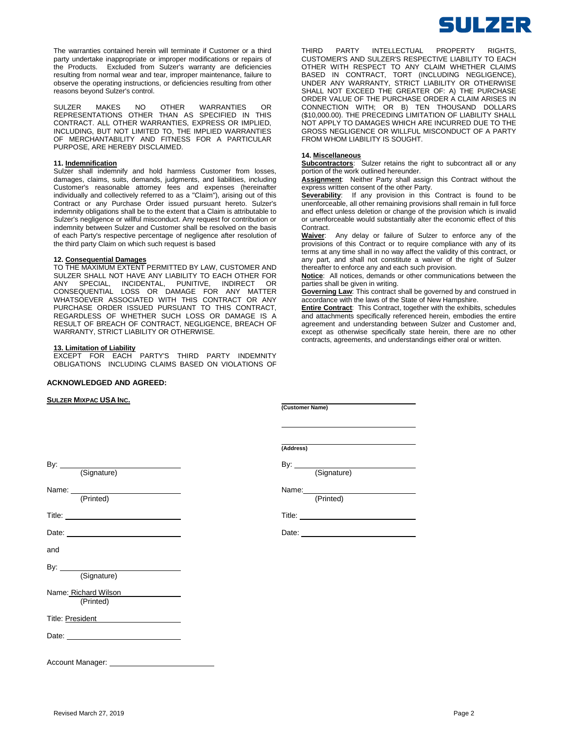The warranties contained herein will terminate if Customer or a third party undertake inappropriate or improper modifications or repairs of the Products. Excluded from Sulzer's warranty are deficiencies resulting from normal wear and tear, improper maintenance, failure to observe the operating instructions, or deficiencies resulting from other reasons beyond Sulzer's control.

SULZER MAKES NO OTHER WARRANTIES OR REPRESENTATIONS OTHER THAN AS SPECIFIED IN THIS CONTRACT. ALL OTHER WARRANTIES, EXPRESS OR IMPLIED, INCLUDING, BUT NOT LIMITED TO, THE IMPLIED WARRANTIES OF MERCHANTABILITY AND FITNESS FOR A PARTICULAR PURPOSE, ARE HEREBY DISCLAIMED.

**11. Indemnification**

Sulzer shall indemnify and hold harmless Customer from losses, damages, claims, suits, demands, judgments, and liabilities, including Customer's reasonable attorney fees and expenses (hereinafter individually and collectively referred to as a "Claim"), arising out of this Contract or any Purchase Order issued pursuant hereto. Sulzer's indemnity obligations shall be to the extent that a Claim is attributable to Sulzer's negligence or willful misconduct. Any request for contribution or indemnity between Sulzer and Customer shall be resolved on the basis of each Party's respective percentage of negligence after resolution of the third party Claim on which such request is based

**12. Consequential Damages**

TO THE MAXIMUM EXTENT PERMITTED BY LAW, CUSTOMER AND SULZER SHALL NOT HAVE ANY LIABILITY TO EACH OTHER FOR ANY SPECIAL, INCIDENTAL, PUNITIVE, INDIRECT OR CONSEQUENTIAL LOSS OR DAMAGE FOR ANY MATTER WHATSOEVER ASSOCIATED WITH THIS CONTRACT OR ANY PURCHASE ORDER ISSUED PURSUANT TO THIS CONTRACT, REGARDLESS OF WHETHER SUCH LOSS OR DAMAGE IS A RESULT OF BREACH OF CONTRACT, NEGLIGENCE, BREACH OF WARRANTY, STRICT LIABILITY OR OTHERWISE.

**13. Limitation of Liability**

EXCEPT FOR EACH PARTY'S THIRD PARTY INDEMNITY OBLIGATIONS INCLUDING CLAIMS BASED ON VIOLATIONS OF THIRD PARTY INTELLECTUAL PROPERTY RIGHTS, CUSTOMER'S AND SULZER'S RESPECTIVE LIABILITY TO EACH OTHER WITH RESPECT TO ANY CLAIM WHETHER CLAIMS BASED IN CONTRACT, TORT (INCLUDING NEGLIGENCE), UNDER ANY WARRANTY, STRICT LIABILITY OR OTHERWISE SHALL NOT EXCEED THE GREATER OF: A) THE PURCHASE ORDER VALUE OF THE PURCHASE ORDER A CLAIM ARISES IN CONNECTION WITH; OR B) TEN THOUSAND DOLLARS ($10,000.00). THE PRECEDING LIMITATION OF LIABILITY SHALL NOT APPLY TO DAMAGES WHICH ARE INCURRED DUE TO THE GROSS NEGLIGENCE OR WILLFUL MISCONDUCT OF A PARTY FROM WHOM LIABILITY IS SOUGHT.

**14. Miscellaneous**

**Subcontractors**: Sulzer retains the right to subcontract all or any portion of the work outlined hereunder.

**Assignment**: Neither Party shall assign this Contract without the express written consent of the other Party.

**Severability**: If any provision in this Contract is found to be unenforceable, all other remaining provisions shall remain in full force and effect unless deletion or change of the provision which is invalid or unenforceable would substantially alter the economic effect of this Contract.

**Waiver**: Any delay or failure of Sulzer to enforce any of the provisions of this Contract or to require compliance with any of its terms at any time shall in no way affect the validity of this contract, or any part, and shall not constitute a waiver of the right of Sulzer thereafter to enforce any and each such provision.

**Notice**: All notices, demands or other communications between the parties shall be given in writing.

**Governing Law**: This contract shall be governed by and construed in accordance with the laws of the State of New Hampshire.

**Entire Contract**: This Contract, together with the exhibits, schedules and attachments specifically referenced herein, embodies the entire agreement and understanding between Sulzer and Customer and, except as otherwise specifically state herein, there are no other contracts, agreements, and understandings either oral or written.

**ACKNOWLEDGED AND AGREED:**

**SULZER MIXPAC USA INC.**

By: ______________________
(Signature)

Name: ______________________
(Printed)

Title: ______________________

Date: ______________________

and

By: ______________________
(Signature)

Name: Richard Wilson
(Printed)

Title: President

Date: ______________________

Account Manager: ______________________

______________________
**(Customer Name)**

______________________

______________________
**(Address)**

By: ______________________
(Signature)

Name: ______________________
(Printed)

Title: ______________________

Date: ______________________

Revised March 27, 2019